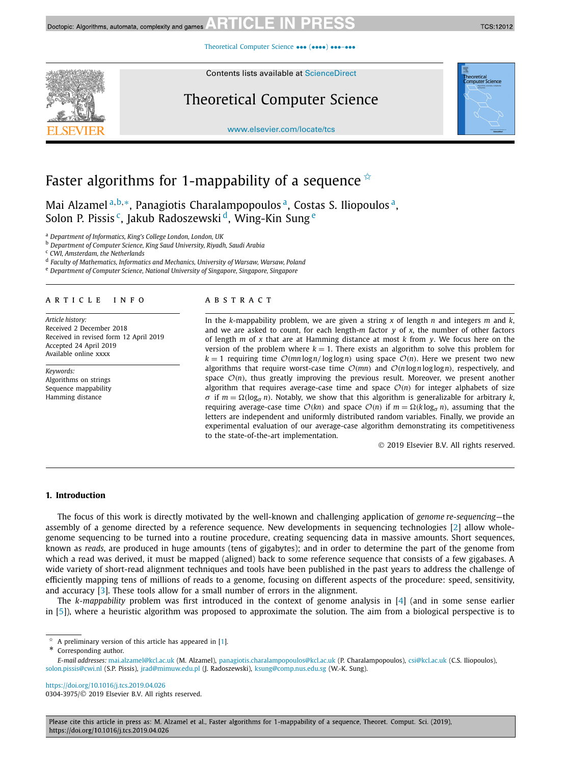# Faster algorithms for 1-mappability of a sequence ☆

Mai Alzamel [a,b,*], Panagiotis Charalampopoulos [a], Costas S. Iliopoulos [a], Solon P. Pissis [c], Jakub Radoszewski [d], Wing-Kin Sung [e]

[a] Department of Informatics, King's College London, London, UK
[b] Department of Computer Science, King Saud University, Riyadh, Saudi Arabia
[c] CWI, Amsterdam, the Netherlands
[d] Faculty of Mathematics, Informatics and Mechanics, University of Warsaw, Warsaw, Poland
[e] Department of Computer Science, National University of Singapore, Singapore, Singapore

## ARTICLE INFO

*Article history:*
Received 2 December 2018
Received in revised form 12 April 2019
Accepted 24 April 2019
Available online xxxx

*Keywords:*
Algorithms on strings
Sequence mappability
Hamming distance

## ABSTRACT

In the $k$-mappability problem, we are given a string $x$ of length $n$ and integers $m$ and $k$, and we are asked to count, for each length-$m$ factor $y$ of $x$, the number of other factors of length $m$ of $x$ that are at Hamming distance at most $k$ from $y$. We focus here on the version of the problem where $k = 1$. There exists an algorithm to solve this problem for $k = 1$ requiring time $\mathcal{O}(mn \log n / \log\log n)$ using space $\mathcal{O}(n)$. Here we present two new algorithms that require worst-case time $\mathcal{O}(mn)$ and $\mathcal{O}(n \log n \log\log n)$, respectively, and space $\mathcal{O}(n)$, thus greatly improving the previous result. Moreover, we present another algorithm that requires average-case time and space $\mathcal{O}(n)$ for integer alphabets of size $\sigma$ if $m = \Omega(\log_\sigma n)$. Notably, we show that this algorithm is generalizable for arbitrary $k$, requiring average-case time $\mathcal{O}(kn)$ and space $\mathcal{O}(n)$ if $m = \Omega(k \log_\sigma n)$, assuming that the letters are independent and uniformly distributed random variables. Finally, we provide an experimental evaluation of our average-case algorithm demonstrating its competitiveness to the state-of-the-art implementation.

© 2019 Elsevier B.V. All rights reserved.

## 1. Introduction

The focus of this work is directly motivated by the well-known and challenging application of *genome re-sequencing*—the assembly of a genome directed by a reference sequence. New developments in sequencing technologies [2] allow whole-genome sequencing to be turned into a routine procedure, creating sequencing data in massive amounts. Short sequences, known as *reads*, are produced in huge amounts (tens of gigabytes); and in order to determine the part of the genome from which a read was derived, it must be mapped (aligned) back to some reference sequence that consists of a few gigabases. A wide variety of short-read alignment techniques and tools have been published in the past years to address the challenge of efficiently mapping tens of millions of reads to a genome, focusing on different aspects of the procedure: speed, sensitivity, and accuracy [3]. These tools allow for a small number of errors in the alignment.

The *k-mappability* problem was first introduced in the context of genome analysis in [4] (and in some sense earlier in [5]), where a heuristic algorithm was proposed to approximate the solution. The aim from a biological perspective is to

☆ A preliminary version of this article has appeared in [1].
\* Corresponding author.
*E-mail addresses:* mai.alzamel@kcl.ac.uk (M. Alzamel), panagiotis.charalampopoulos@kcl.ac.uk (P. Charalampopoulos), csi@kcl.ac.uk (C.S. Iliopoulos), solon.pissis@cwi.nl (S.P. Pissis), jrad@mimuw.edu.pl (J. Radoszewski), ksung@comp.nus.edu.sg (W.-K. Sung).

https://doi.org/10.1016/j.tcs.2019.04.026
0304-3975/© 2019 Elsevier B.V. All rights reserved.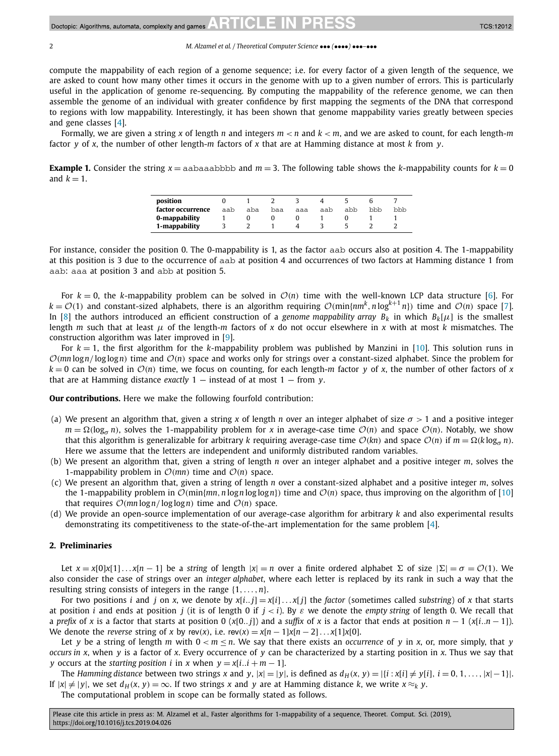compute the mappability of each region of a genome sequence; i.e. for every factor of a given length of the sequence, we are asked to count how many other times it occurs in the genome with up to a given number of errors. This is particularly useful in the application of genome re-sequencing. By computing the mappability of the reference genome, we can then assemble the genome of an individual with greater confidence by first mapping the segments of the DNA that correspond to regions with low mappability. Interestingly, it has been shown that genome mappability varies greatly between species and gene classes [4].

Formally, we are given a string $x$ of length $n$ and integers $m < n$ and $k < m$, and we are asked to count, for each length-$m$ factor $y$ of $x$, the number of other length-$m$ factors of $x$ that are at Hamming distance at most $k$ from $y$.

**Example 1.** Consider the string $x =$ aabaaabbbb and $m = 3$. The following table shows the $k$-mappability counts for $k = 0$ and $k = 1$.

| **position** | 0 | 1 | 2 | 3 | 4 | 5 | 6 | 7 |
|---|---|---|---|---|---|---|---|---|
| **factor occurrence** | aab | aba | baa | aaa | aab | abb | bbb | bbb |
| **0-mappability** | 1 | 0 | 0 | 0 | 1 | 0 | 1 | 1 |
| **1-mappability** | 3 | 2 | 1 | 4 | 3 | 5 | 2 | 2 |

For instance, consider the position 0. The 0-mappability is 1, as the factor aab occurs also at position 4. The 1-mappability at this position is 3 due to the occurrence of aab at position 4 and occurrences of two factors at Hamming distance 1 from aab: aaa at position 3 and abb at position 5.

For $k = 0$, the $k$-mappability problem can be solved in $\mathcal{O}(n)$ time with the well-known LCP data structure [6]. For $k = \mathcal{O}(1)$ and constant-sized alphabets, there is an algorithm requiring $\mathcal{O}(\min\{nm^k, n\log^{k+1} n\})$ time and $\mathcal{O}(n)$ space [7]. In [8] the authors introduced an efficient construction of a *genome mappability array* $B_k$ in which $B_k[\mu]$ is the smallest length $m$ such that at least $\mu$ of the length-$m$ factors of $x$ do not occur elsewhere in $x$ with at most $k$ mismatches. The construction algorithm was later improved in [9].

For $k = 1$, the first algorithm for the $k$-mappability problem was published by Manzini in [10]. This solution runs in $\mathcal{O}(mn\log n/\log\log n)$ time and $\mathcal{O}(n)$ space and works only for strings over a constant-sized alphabet. Since the problem for $k = 0$ can be solved in $\mathcal{O}(n)$ time, we focus on counting, for each length-$m$ factor $y$ of $x$, the number of other factors of $x$ that are at Hamming distance *exactly* 1 — instead of at most 1 — from $y$.

**Our contributions.** Here we make the following fourfold contribution:

(a) We present an algorithm that, given a string $x$ of length $n$ over an integer alphabet of size $\sigma > 1$ and a positive integer $m = \Omega(\log_\sigma n)$, solves the 1-mappability problem for $x$ in average-case time $\mathcal{O}(n)$ and space $\mathcal{O}(n)$. Notably, we show that this algorithm is generalizable for arbitrary $k$ requiring average-case time $\mathcal{O}(kn)$ and space $\mathcal{O}(n)$ if $m = \Omega(k\log_\sigma n)$. Here we assume that the letters are independent and uniformly distributed random variables.

(b) We present an algorithm that, given a string of length $n$ over an integer alphabet and a positive integer $m$, solves the 1-mappability problem in $\mathcal{O}(mn)$ time and $\mathcal{O}(n)$ space.

(c) We present an algorithm that, given a string of length $n$ over a constant-sized alphabet and a positive integer $m$, solves the 1-mappability problem in $\mathcal{O}(\min\{mn, n\log n\log\log n\})$ time and $\mathcal{O}(n)$ space, thus improving on the algorithm of [10] that requires $\mathcal{O}(mn\log n/\log\log n)$ time and $\mathcal{O}(n)$ space.

(d) We provide an open-source implementation of our average-case algorithm for arbitrary $k$ and also experimental results demonstrating its competitiveness to the state-of-the-art implementation for the same problem [4].

## 2. Preliminaries

Let $x = x[0]x[1]\ldots x[n-1]$ be a *string* of length $|x| = n$ over a finite ordered alphabet $\Sigma$ of size $|\Sigma| = \sigma = \mathcal{O}(1)$. We also consider the case of strings over an *integer alphabet*, where each letter is replaced by its rank in such a way that the resulting string consists of integers in the range $\{1,\ldots,n\}$.

For two positions $i$ and $j$ on $x$, we denote by $x[i..j] = x[i]\ldots x[j]$ the *factor* (sometimes called *substring*) of $x$ that starts at position $i$ and ends at position $j$ (it is of length 0 if $j < i$). By $\varepsilon$ we denote the *empty string* of length 0. We recall that a *prefix* of $x$ is a factor that starts at position 0 ($x[0..j]$) and a *suffix* of $x$ is a factor that ends at position $n-1$ ($x[i..n-1]$). We denote the *reverse* string of $x$ by $\mathsf{rev}(x)$, i.e. $\mathsf{rev}(x) = x[n-1]x[n-2]\ldots x[1]x[0]$.

Let $y$ be a string of length $m$ with $0 < m \le n$. We say that there exists an *occurrence* of $y$ in $x$, or, more simply, that $y$ *occurs in* $x$, when $y$ is a factor of $x$. Every occurrence of $y$ can be characterized by a starting position in $x$. Thus we say that $y$ occurs at the *starting position* $i$ in $x$ when $y = x[i..i+m-1]$.

The *Hamming distance* between two strings $x$ and $y$, $|x| = |y|$, is defined as $d_H(x, y) = |\{i : x[i] \ne y[i], i = 0, 1, \ldots, |x|-1\}|$. If $|x| \ne |y|$, we set $d_H(x, y) = \infty$. If two strings $x$ and $y$ are at Hamming distance $k$, we write $x \approx_k y$.

The computational problem in scope can be formally stated as follows.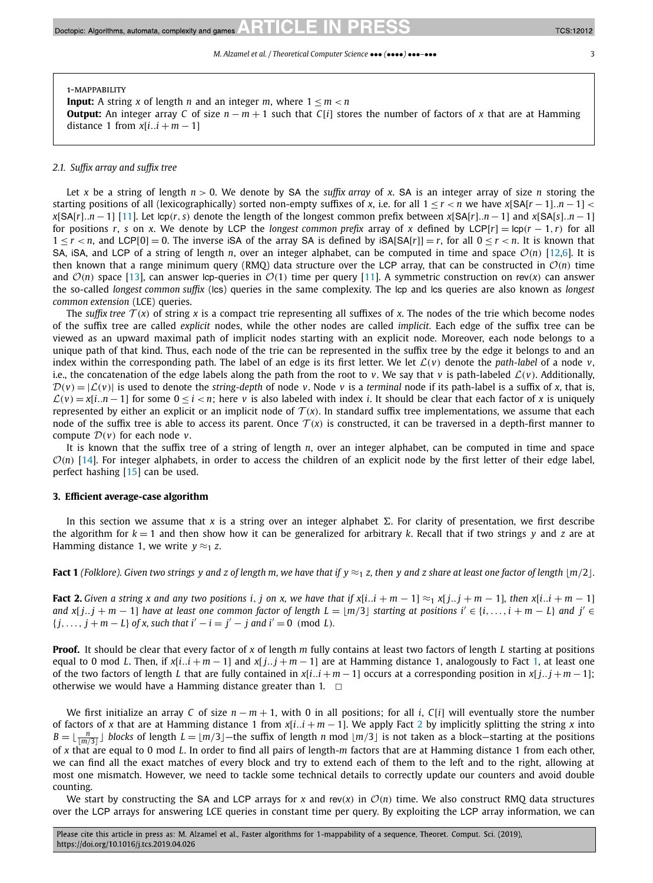> 1-MAPPABILITY
> **Input:** A string $x$ of length $n$ and an integer $m$, where $1 \leq m < n$
> **Output:** An integer array $C$ of size $n - m + 1$ such that $C[i]$ stores the number of factors of $x$ that are at Hamming distance 1 from $x[i..i + m - 1]$

### 2.1. *Suffix array and suffix tree*

Let $x$ be a string of length $n > 0$. We denote by SA the *suffix array* of $x$. SA is an integer array of size $n$ storing the starting positions of all (lexicographically) sorted non-empty suffixes of $x$, i.e. for all $1 \leq r < n$ we have $x[\mathsf{SA}[r-1]..n-1] < x[\mathsf{SA}[r]..n-1]$ [11]. Let $\mathsf{lcp}(r, s)$ denote the length of the longest common prefix between $x[\mathsf{SA}[r]..n-1]$ and $x[\mathsf{SA}[s]..n-1]$ for positions $r$, $s$ on $x$. We denote by LCP the *longest common prefix* array of $x$ defined by $\mathsf{LCP}[r] = \mathsf{lcp}(r-1, r)$ for all $1 \leq r < n$, and $\mathsf{LCP}[0] = 0$. The inverse iSA of the array SA is defined by $\mathsf{iSA}[\mathsf{SA}[r]] = r$, for all $0 \leq r < n$. It is known that SA, iSA, and LCP of a string of length $n$, over an integer alphabet, can be computed in time and space $\mathcal{O}(n)$ [12,6]. It is then known that a range minimum query (RMQ) data structure over the LCP array, that can be constructed in $\mathcal{O}(n)$ time and $\mathcal{O}(n)$ space [13], can answer lcp-queries in $\mathcal{O}(1)$ time per query [11]. A symmetric construction on $\mathsf{rev}(x)$ can answer the so-called *longest common suffix* (lcs) queries in the same complexity. The lcp and lcs queries are also known as *longest common extension* (LCE) queries.

The *suffix tree* $\mathcal{T}(x)$ of string $x$ is a compact trie representing all suffixes of $x$. The nodes of the trie which become nodes of the suffix tree are called *explicit* nodes, while the other nodes are called *implicit*. Each edge of the suffix tree can be viewed as an upward maximal path of implicit nodes starting with an explicit node. Moreover, each node belongs to a unique path of that kind. Thus, each node of the trie can be represented in the suffix tree by the edge it belongs to and an index within the corresponding path. The label of an edge is its first letter. We let $\mathcal{L}(v)$ denote the *path-label* of a node $v$, i.e., the concatenation of the edge labels along the path from the root to $v$. We say that $v$ is path-labeled $\mathcal{L}(v)$. Additionally, $\mathcal{D}(v) = |\mathcal{L}(v)|$ is used to denote the *string-depth* of node $v$. Node $v$ is a *terminal* node if its path-label is a suffix of $x$, that is, $\mathcal{L}(v) = x[i..n-1]$ for some $0 \leq i < n$; here $v$ is also labeled with index $i$. It should be clear that each factor of $x$ is uniquely represented by either an explicit or an implicit node of $\mathcal{T}(x)$. In standard suffix tree implementations, we assume that each node of the suffix tree is able to access its parent. Once $\mathcal{T}(x)$ is constructed, it can be traversed in a depth-first manner to compute $\mathcal{D}(v)$ for each node $v$.

It is known that the suffix tree of a string of length $n$, over an integer alphabet, can be computed in time and space $\mathcal{O}(n)$ [14]. For integer alphabets, in order to access the children of an explicit node by the first letter of their edge label, perfect hashing [15] can be used.

## 3. Efficient average-case algorithm

In this section we assume that $x$ is a string over an integer alphabet $\Sigma$. For clarity of presentation, we first describe the algorithm for $k = 1$ and then show how it can be generalized for arbitrary $k$. Recall that if two strings $y$ and $z$ are at Hamming distance 1, we write $y \approx_1 z$.

**Fact 1** *(Folklore). Given two strings $y$ and $z$ of length $m$, we have that if $y \approx_1 z$, then $y$ and $z$ share at least one factor of length $\lfloor m/2 \rfloor$.*

**Fact 2.** *Given a string $x$ and any two positions $i$, $j$ on $x$, we have that if $x[i..i+m-1] \approx_1 x[j..j+m-1]$, then $x[i..i+m-1]$ and $x[j..j+m-1]$ have at least one common factor of length $L = \lfloor m/3 \rfloor$ starting at positions $i' \in \{i, \ldots, i+m-L\}$ and $j' \in \{j, \ldots, j+m-L\}$ of $x$, such that $i' - i = j' - j$ and $i' = 0 \pmod{L}$.*

**Proof.** It should be clear that every factor of $x$ of length $m$ fully contains at least two factors of length $L$ starting at positions equal to 0 mod $L$. Then, if $x[i..i+m-1]$ and $x[j..j+m-1]$ are at Hamming distance 1, analogously to Fact 1, at least one of the two factors of length $L$ that are fully contained in $x[i..i+m-1]$ occurs at a corresponding position in $x[j..j+m-1]$; otherwise we would have a Hamming distance greater than 1. $\square$

We first initialize an array $C$ of size $n - m + 1$, with 0 in all positions; for all $i$, $C[i]$ will eventually store the number of factors of $x$ that are at Hamming distance 1 from $x[i..i+m-1]$. We apply Fact 2 by implicitly splitting the string $x$ into $B = \lfloor \frac{n}{\lfloor m/3 \rfloor} \rfloor$ blocks of length $L = \lfloor m/3 \rfloor$—the suffix of length $n \bmod \lfloor m/3 \rfloor$ is not taken as a block—starting at the positions of $x$ that are equal to 0 mod $L$. In order to find all pairs of length-$m$ factors that are at Hamming distance 1 from each other, we can find all the exact matches of every block and try to extend each of them to the left and to the right, allowing at most one mismatch. However, we need to tackle some technical details to correctly update our counters and avoid double counting.

We start by constructing the SA and LCP arrays for $x$ and $\mathsf{rev}(x)$ in $\mathcal{O}(n)$ time. We also construct RMQ data structures over the LCP arrays for answering LCE queries in constant time per query. By exploiting the LCP array information, we can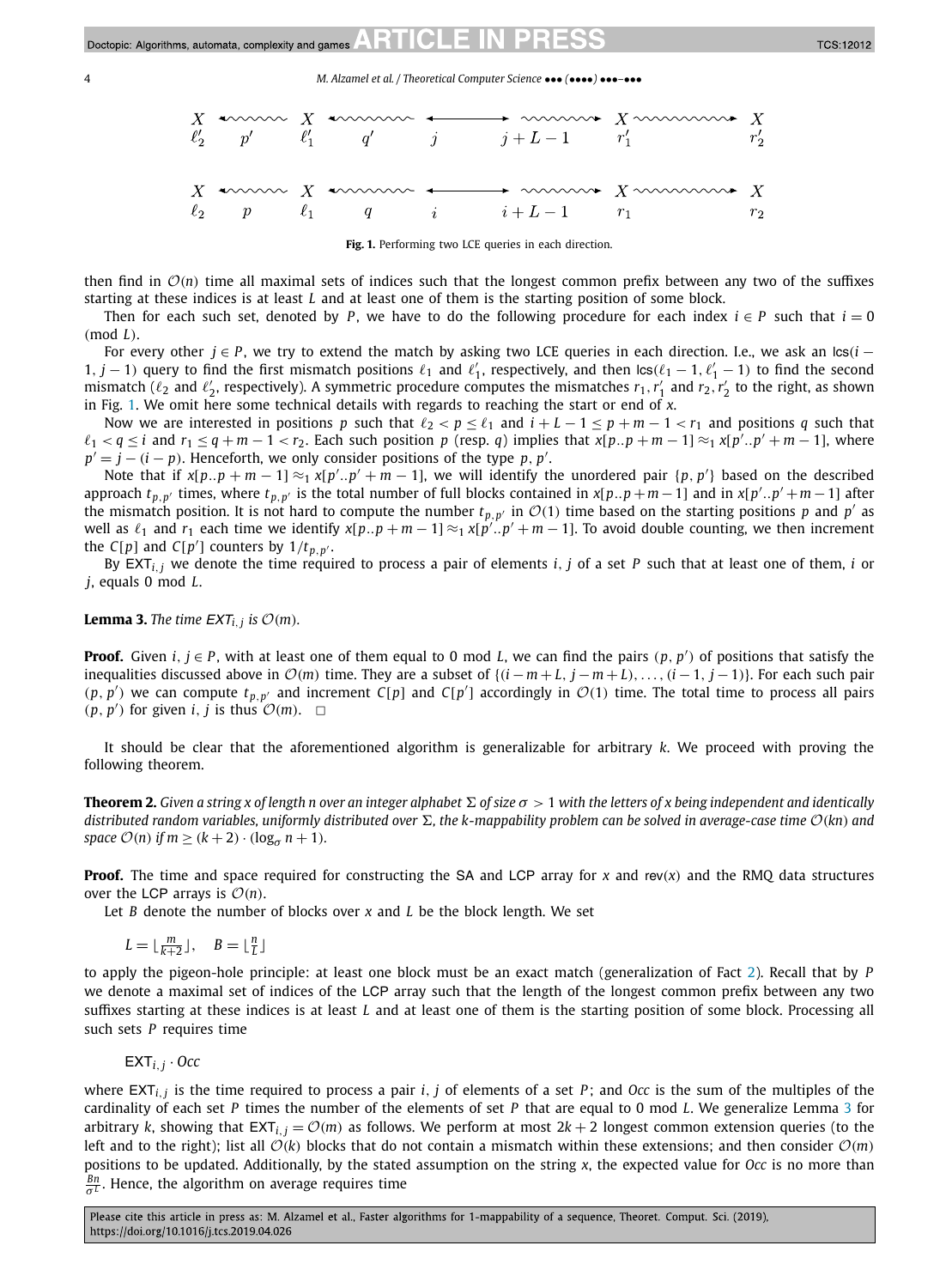Fig. 1. Performing two LCE queries in each direction.

then find in $\mathcal{O}(n)$ time all maximal sets of indices such that the longest common prefix between any two of the suffixes starting at these indices is at least $L$ and at least one of them is the starting position of some block.

Then for each such set, denoted by $P$, we have to do the following procedure for each index $i \in P$ such that $i = 0 \pmod L$.

For every other $j \in P$, we try to extend the match by asking two LCE queries in each direction. I.e., we ask an $\mathsf{lcs}(i-1, j-1)$ query to find the first mismatch positions $\ell_1$ and $\ell'_1$, respectively, and then $\mathsf{lcs}(\ell_1 - 1, \ell'_1 - 1)$ to find the second mismatch ($\ell_2$ and $\ell'_2$, respectively). A symmetric procedure computes the mismatches $r_1, r'_1$ and $r_2, r'_2$ to the right, as shown in Fig. 1. We omit here some technical details with regards to reaching the start or end of $x$.

Now we are interested in positions $p$ such that $\ell_2 < p \le \ell_1$ and $i + L - 1 \le p + m - 1 < r_1$ and positions $q$ such that $\ell_1 < q \le i$ and $r_1 \le q + m - 1 < r_2$. Each such position $p$ (resp. $q$) implies that $x[p..p+m-1] \approx_1 x[p'..p'+m-1]$, where $p' = j - (i - p)$. Henceforth, we only consider positions of the type $p, p'$.

Note that if $x[p..p+m-1] \approx_1 x[p'..p'+m-1]$, we will identify the unordered pair $\{p, p'\}$ based on the described approach $t_{p,p'}$ times, where $t_{p,p'}$ is the total number of full blocks contained in $x[p..p+m-1]$ and in $x[p'..p'+m-1]$ after the mismatch position. It is not hard to compute the number $t_{p,p'}$ in $\mathcal{O}(1)$ time based on the starting positions $p$ and $p'$ as well as $\ell_1$ and $r_1$ each time we identify $x[p..p+m-1] \approx_1 x[p'..p'+m-1]$. To avoid double counting, we then increment the $C[p]$ and $C[p']$ counters by $1/t_{p,p'}$.

By $\mathsf{EXT}_{i,j}$ we denote the time required to process a pair of elements $i, j$ of a set $P$ such that at least one of them, $i$ or $j$, equals 0 mod $L$.

**Lemma 3.** *The time $\mathsf{EXT}_{i,j}$ is $\mathcal{O}(m)$.*

**Proof.** Given $i, j \in P$, with at least one of them equal to 0 mod $L$, we can find the pairs $(p, p')$ of positions that satisfy the inequalities discussed above in $\mathcal{O}(m)$ time. They are a subset of $\{(i-m+L, j-m+L), \ldots, (i-1, j-1)\}$. For each such pair $(p, p')$ we can compute $t_{p,p'}$ and increment $C[p]$ and $C[p']$ accordingly in $\mathcal{O}(1)$ time. The total time to process all pairs $(p, p')$ for given $i, j$ is thus $\mathcal{O}(m)$. $\square$

It should be clear that the aforementioned algorithm is generalizable for arbitrary $k$. We proceed with proving the following theorem.

**Theorem 2.** *Given a string $x$ of length $n$ over an integer alphabet $\Sigma$ of size $\sigma > 1$ with the letters of $x$ being independent and identically distributed random variables, uniformly distributed over $\Sigma$, the $k$-mappability problem can be solved in average-case time $\mathcal{O}(kn)$ and space $\mathcal{O}(n)$ if $m \ge (k+2) \cdot (\log_\sigma n + 1)$.*

**Proof.** The time and space required for constructing the $\mathsf{SA}$ and $\mathsf{LCP}$ array for $x$ and $\mathsf{rev}(x)$ and the RMQ data structures over the $\mathsf{LCP}$ arrays is $\mathcal{O}(n)$.

Let $B$ denote the number of blocks over $x$ and $L$ be the block length. We set

$$L = \lfloor \tfrac{m}{k+2} \rfloor, \quad B = \lfloor \tfrac{n}{L} \rfloor$$

to apply the pigeon-hole principle: at least one block must be an exact match (generalization of Fact 2). Recall that by $P$ we denote a maximal set of indices of the $\mathsf{LCP}$ array such that the length of the longest common prefix between any two suffixes starting at these indices is at least $L$ and at least one of them is the starting position of some block. Processing all such sets $P$ requires time

$$\mathsf{EXT}_{i,j} \cdot Occ$$

where $\mathsf{EXT}_{i,j}$ is the time required to process a pair $i, j$ of elements of a set $P$; and $Occ$ is the sum of the multiples of the cardinality of each set $P$ times the number of the elements of set $P$ that are equal to 0 mod $L$. We generalize Lemma 3 for arbitrary $k$, showing that $\mathsf{EXT}_{i,j} = \mathcal{O}(m)$ as follows. We perform at most $2k+2$ longest common extension queries (to the left and to the right); list all $\mathcal{O}(k)$ blocks that do not contain a mismatch within these extensions; and then consider $\mathcal{O}(m)$ positions to be updated. Additionally, by the stated assumption on the string $x$, the expected value for $Occ$ is no more than $\frac{Bn}{\sigma^L}$. Hence, the algorithm on average requires time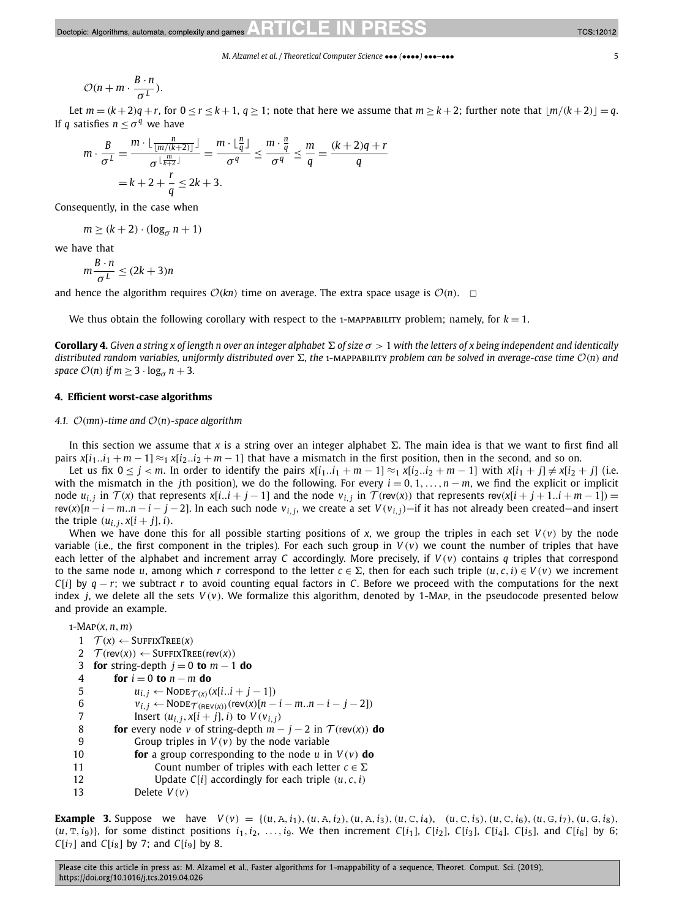$$\mathcal{O}(n + m \cdot \frac{B \cdot n}{\sigma^L}).$$

Let $m = (k+2)q + r$, for $0 \le r \le k+1$, $q \ge 1$; note that here we assume that $m \ge k+2$; further note that $\lfloor m/(k+2) \rfloor = q$. If $q$ satisfies $n \le \sigma^q$ we have

$$m \cdot \frac{B}{\sigma^L} = \frac{m \cdot \lfloor \frac{n}{\lfloor m/(k+2) \rfloor} \rfloor}{\sigma^{\lfloor \frac{m}{k+2} \rfloor}} = \frac{m \cdot \lfloor \frac{n}{q} \rfloor}{\sigma^q} \le \frac{m \cdot \frac{n}{q}}{\sigma^q} \le \frac{m}{q} = \frac{(k+2)q + r}{q}$$
$$= k + 2 + \frac{r}{q} \le 2k + 3.$$

Consequently, in the case when

$$m \ge (k+2) \cdot (\log_\sigma n + 1)$$

we have that

$$m \frac{B \cdot n}{\sigma^L} \le (2k+3)n$$

and hence the algorithm requires $\mathcal{O}(kn)$ time on average. The extra space usage is $\mathcal{O}(n)$. $\square$

We thus obtain the following corollary with respect to the 1-MAPPABILITY problem; namely, for $k = 1$.

**Corollary 4.** *Given a string $x$ of length $n$ over an integer alphabet $\Sigma$ of size $\sigma > 1$ with the letters of $x$ being independent and identically distributed random variables, uniformly distributed over $\Sigma$, the 1-MAPPABILITY problem can be solved in average-case time $\mathcal{O}(n)$ and space $\mathcal{O}(n)$ if $m \ge 3 \cdot \log_\sigma n + 3$.*

## 4. Efficient worst-case algorithms

### 4.1. $\mathcal{O}(mn)$-time and $\mathcal{O}(n)$-space algorithm

In this section we assume that $x$ is a string over an integer alphabet $\Sigma$. The main idea is that we want to first find all pairs $x[i_1..i_1+m-1] \approx_1 x[i_2..i_2+m-1]$ that have a mismatch in the first position, then in the second, and so on.

Let us fix $0 \le j < m$. In order to identify the pairs $x[i_1..i_1+m-1] \approx_1 x[i_2..i_2+m-1]$ with $x[i_1+j] \ne x[i_2+j]$ (i.e. with the mismatch in the $j$th position), we do the following. For every $i = 0, 1, \ldots, n-m$, we find the explicit or implicit node $u_{i,j}$ in $\mathcal{T}(x)$ that represents $x[i..i+j-1]$ and the node $v_{i,j}$ in $\mathcal{T}(\text{rev}(x))$ that represents $\text{rev}(x[i+j+1..i+m-1]) = \text{rev}(x)[n-i-m..n-i-j-2]$. In each such node $v_{i,j}$, we create a set $V(v_{i,j})$—if it has not already been created—and insert the triple $(u_{i,j}, x[i+j], i)$.

When we have done this for all possible starting positions of $x$, we group the triples in each set $V(v)$ by the node variable (i.e., the first component in the triples). For each such group in $V(v)$ we count the number of triples that have each letter of the alphabet and increment array $C$ accordingly. More precisely, if $V(v)$ contains $q$ triples that correspond to the same node $u$, among which $r$ correspond to the letter $c \in \Sigma$, then for each such triple $(u, c, i) \in V(v)$ we increment $C[i]$ by $q - r$; we subtract $r$ to avoid counting equal factors in $C$. Before we proceed with the computations for the next index $j$, we delete all the sets $V(v)$. We formalize this algorithm, denoted by 1-MAP, in the pseudocode presented below and provide an example.

```
1-MAP(x, n, m)
 1  T(x) ← SUFFIXTREE(x)
 2  T(rev(x)) ← SUFFIXTREE(rev(x))
 3  for string-depth j = 0 to m − 1 do
 4      for i = 0 to n − m do
 5          u_{i,j} ← NODE_{T(x)}(x[i..i + j − 1])
 6          v_{i,j} ← NODE_{T(REV(x))}(rev(x)[n − i − m..n − i − j − 2])
 7          Insert (u_{i,j}, x[i + j], i) to V(v_{i,j})
 8      for every node v of string-depth m − j − 2 in T(rev(x)) do
 9          Group triples in V(v) by the node variable
10          for a group corresponding to the node u in V(v) do
11              Count number of triples with each letter c ∈ Σ
12              Update C[i] accordingly for each triple (u, c, i)
13          Delete V(v)
```

**Example 3.** Suppose we have $V(v) = \{(u, \texttt{A}, i_1), (u, \texttt{A}, i_2), (u, \texttt{A}, i_3), (u, \texttt{C}, i_4), (u, \texttt{C}, i_5), (u, \texttt{C}, i_6), (u, \texttt{G}, i_7), (u, \texttt{G}, i_8), (u, \texttt{T}, i_9)\}$, for some distinct positions $i_1, i_2, \ldots, i_9$. We then increment $C[i_1]$, $C[i_2]$, $C[i_3]$, $C[i_4]$, $C[i_5]$, and $C[i_6]$ by 6; $C[i_7]$ and $C[i_8]$ by 7; and $C[i_9]$ by 8.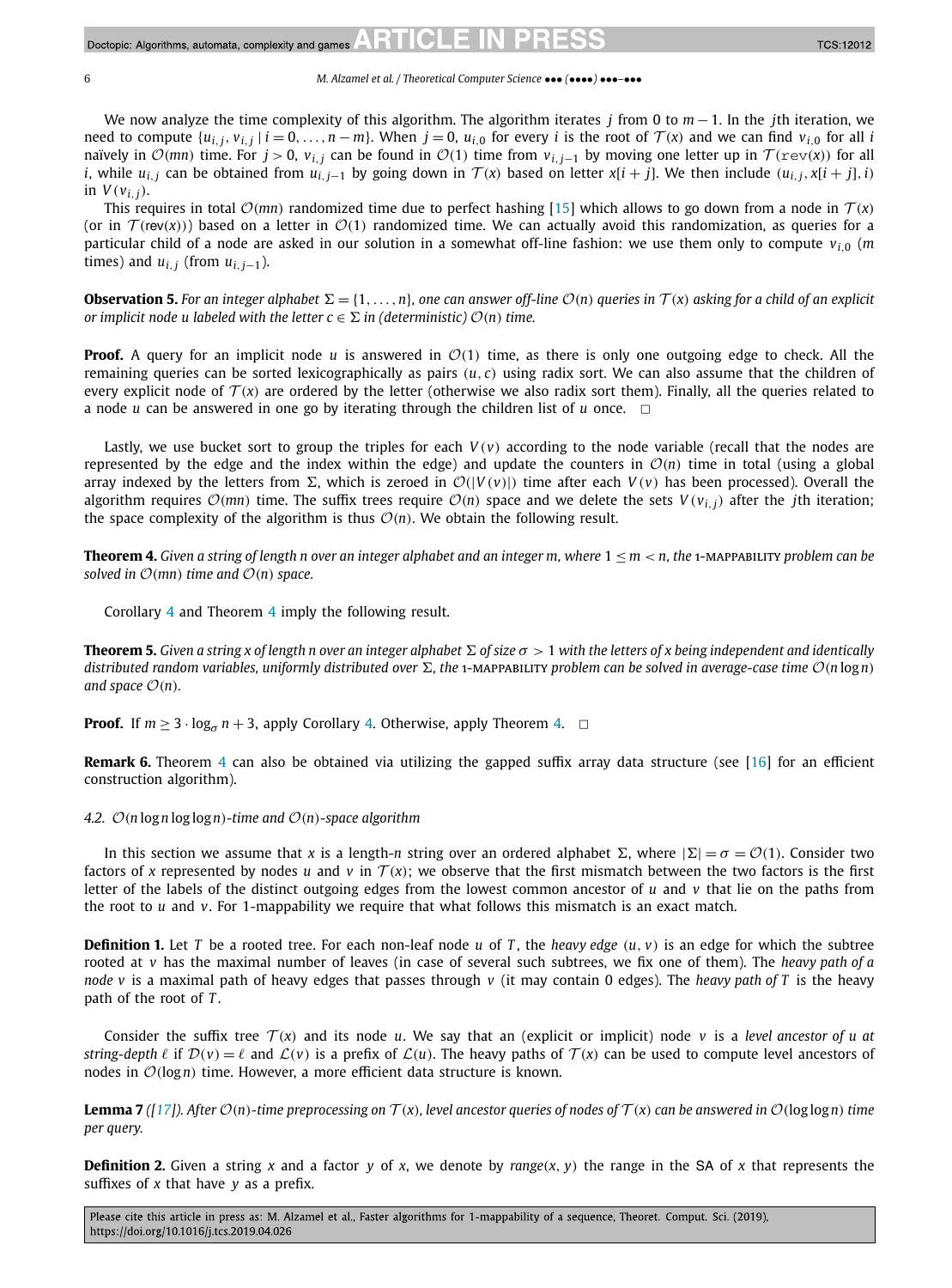We now analyze the time complexity of this algorithm. The algorithm iterates $j$ from 0 to $m-1$. In the $j$th iteration, we need to compute $\{u_{i,j}, v_{i,j} \mid i = 0, \ldots, n-m\}$. When $j = 0$, $u_{i,0}$ for every $i$ is the root of $\mathcal{T}(x)$ and we can find $v_{i,0}$ for all $i$ naïvely in $\mathcal{O}(mn)$ time. For $j > 0$, $v_{i,j}$ can be found in $\mathcal{O}(1)$ time from $v_{i,j-1}$ by moving one letter up in $\mathcal{T}(\mathtt{rev}(x))$ for all $i$, while $u_{i,j}$ can be obtained from $u_{i,j-1}$ by going down in $\mathcal{T}(x)$ based on letter $x[i+j]$. We then include $(u_{i,j}, x[i+j], i)$ in $V(v_{i,j})$.

This requires in total $\mathcal{O}(mn)$ randomized time due to perfect hashing [15] which allows to go down from a node in $\mathcal{T}(x)$ (or in $\mathcal{T}(\mathsf{rev}(x))$) based on a letter in $\mathcal{O}(1)$ randomized time. We can actually avoid this randomization, as queries for a particular child of a node are asked in our solution in a somewhat off-line fashion: we use them only to compute $v_{i,0}$ ($m$ times) and $u_{i,j}$ (from $u_{i,j-1}$).

**Observation 5.** *For an integer alphabet $\Sigma = \{1, \ldots, n\}$, one can answer off-line $\mathcal{O}(n)$ queries in $\mathcal{T}(x)$ asking for a child of an explicit or implicit node $u$ labeled with the letter $c \in \Sigma$ in (deterministic) $\mathcal{O}(n)$ time.*

**Proof.** A query for an implicit node $u$ is answered in $\mathcal{O}(1)$ time, as there is only one outgoing edge to check. All the remaining queries can be sorted lexicographically as pairs $(u, c)$ using radix sort. We can also assume that the children of every explicit node of $\mathcal{T}(x)$ are ordered by the letter (otherwise we also radix sort them). Finally, all the queries related to a node $u$ can be answered in one go by iterating through the children list of $u$ once. $\square$

Lastly, we use bucket sort to group the triples for each $V(v)$ according to the node variable (recall that the nodes are represented by the edge and the index within the edge) and update the counters in $\mathcal{O}(n)$ time in total (using a global array indexed by the letters from $\Sigma$, which is zeroed in $\mathcal{O}(|V(v)|)$ time after each $V(v)$ has been processed). Overall the algorithm requires $\mathcal{O}(mn)$ time. The suffix trees require $\mathcal{O}(n)$ space and we delete the sets $V(v_{i,j})$ after the $j$th iteration; the space complexity of the algorithm is thus $\mathcal{O}(n)$. We obtain the following result.

**Theorem 4.** *Given a string of length $n$ over an integer alphabet and an integer $m$, where $1 \le m < n$, the* 1-MAPPABILITY *problem can be solved in $\mathcal{O}(mn)$ time and $\mathcal{O}(n)$ space.*

Corollary 4 and Theorem 4 imply the following result.

**Theorem 5.** *Given a string $x$ of length $n$ over an integer alphabet $\Sigma$ of size $\sigma > 1$ with the letters of $x$ being independent and identically distributed random variables, uniformly distributed over $\Sigma$, the* 1-MAPPABILITY *problem can be solved in average-case time $\mathcal{O}(n \log n)$ and space $\mathcal{O}(n)$.*

**Proof.** If $m \ge 3 \cdot \log_\sigma n + 3$, apply Corollary 4. Otherwise, apply Theorem 4. $\square$

**Remark 6.** Theorem 4 can also be obtained via utilizing the gapped suffix array data structure (see [16] for an efficient construction algorithm).

### 4.2. $\mathcal{O}(n \log n \log\log n)$-time and $\mathcal{O}(n)$-space algorithm

In this section we assume that $x$ is a length-$n$ string over an ordered alphabet $\Sigma$, where $|\Sigma| = \sigma = \mathcal{O}(1)$. Consider two factors of $x$ represented by nodes $u$ and $v$ in $\mathcal{T}(x)$; we observe that the first mismatch between the two factors is the first letter of the labels of the distinct outgoing edges from the lowest common ancestor of $u$ and $v$ that lie on the paths from the root to $u$ and $v$. For 1-mappability we require that what follows this mismatch is an exact match.

**Definition 1.** Let $T$ be a rooted tree. For each non-leaf node $u$ of $T$, the *heavy edge* $(u, v)$ is an edge for which the subtree rooted at $v$ has the maximal number of leaves (in case of several such subtrees, we fix one of them). The *heavy path of a node* $v$ is a maximal path of heavy edges that passes through $v$ (it may contain 0 edges). The *heavy path of* $T$ is the heavy path of the root of $T$.

Consider the suffix tree $\mathcal{T}(x)$ and its node $u$. We say that an (explicit or implicit) node $v$ is a *level ancestor of $u$ at string-depth $\ell$* if $\mathcal{D}(v) = \ell$ and $\mathcal{L}(v)$ is a prefix of $\mathcal{L}(u)$. The heavy paths of $\mathcal{T}(x)$ can be used to compute level ancestors of nodes in $\mathcal{O}(\log n)$ time. However, a more efficient data structure is known.

**Lemma 7** *([17]). After $\mathcal{O}(n)$-time preprocessing on $\mathcal{T}(x)$, level ancestor queries of nodes of $\mathcal{T}(x)$ can be answered in $\mathcal{O}(\log\log n)$ time per query.*

**Definition 2.** Given a string $x$ and a factor $y$ of $x$, we denote by *range*$(x, y)$ the range in the SA of $x$ that represents the suffixes of $x$ that have $y$ as a prefix.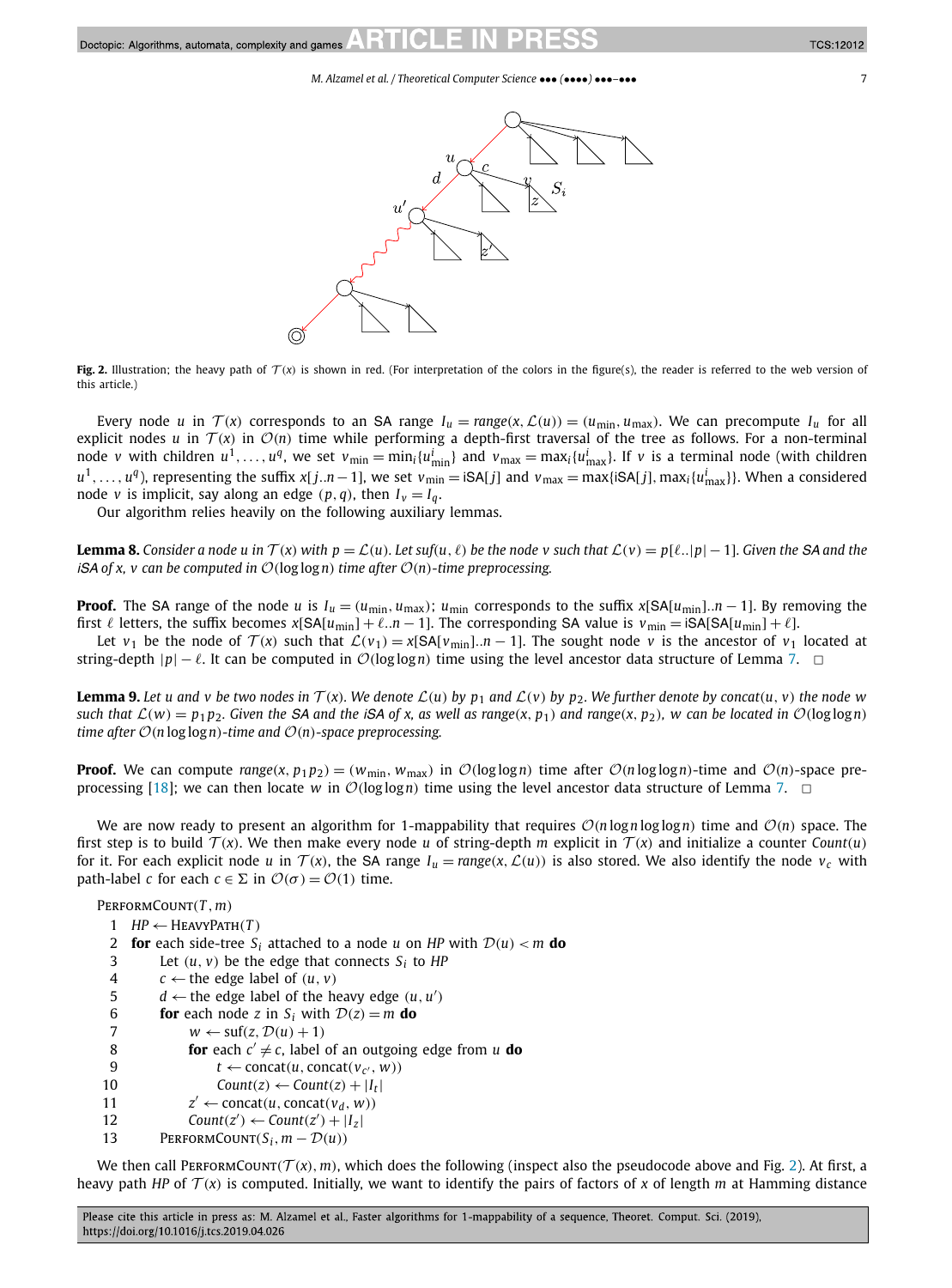**Fig. 2.** Illustration; the heavy path of $\mathcal{T}(x)$ is shown in red. (For interpretation of the colors in the figure(s), the reader is referred to the web version of this article.)

Every node $u$ in $\mathcal{T}(x)$ corresponds to an SA range $I_u = range(x, \mathcal{L}(u)) = (u_{\min}, u_{\max})$. We can precompute $I_u$ for all explicit nodes $u$ in $\mathcal{T}(x)$ in $\mathcal{O}(n)$ time while performing a depth-first traversal of the tree as follows. For a non-terminal node $v$ with children $u^1, \ldots, u^q$, we set $v_{\min} = \min_i\{u^i_{\min}\}$ and $v_{\max} = \max_i\{u^i_{\max}\}$. If $v$ is a terminal node (with children $u^1, \ldots, u^q$), representing the suffix $x[j..n-1]$, we set $v_{\min} = \mathsf{iSA}[j]$ and $v_{\max} = \max\{\mathsf{iSA}[j], \max_i\{u^i_{\max}\}\}$. When a considered node $v$ is implicit, say along an edge $(p, q)$, then $I_v = I_q$.

Our algorithm relies heavily on the following auxiliary lemmas.

**Lemma 8.** *Consider a node $u$ in $\mathcal{T}(x)$ with $p = \mathcal{L}(u)$. Let $suf(u, \ell)$ be the node $v$ such that $\mathcal{L}(v) = p[\ell..|p|-1]$. Given the SA and the iSA of $x$, $v$ can be computed in $\mathcal{O}(\log\log n)$ time after $\mathcal{O}(n)$-time preprocessing.*

**Proof.** The SA range of the node $u$ is $I_u = (u_{\min}, u_{\max})$; $u_{\min}$ corresponds to the suffix $x[\mathsf{SA}[u_{\min}]..n-1]$. By removing the first $\ell$ letters, the suffix becomes $x[\mathsf{SA}[u_{\min}] + \ell..n-1]$. The corresponding SA value is $v_{\min} = \mathsf{iSA}[\mathsf{SA}[u_{\min}] + \ell]$.

Let $v_1$ be the node of $\mathcal{T}(x)$ such that $\mathcal{L}(v_1) = x[\mathsf{SA}[v_{\min}]..n-1]$. The sought node $v$ is the ancestor of $v_1$ located at string-depth $|p| - \ell$. It can be computed in $\mathcal{O}(\log\log n)$ time using the level ancestor data structure of Lemma 7. $\square$

**Lemma 9.** *Let $u$ and $v$ be two nodes in $\mathcal{T}(x)$. We denote $\mathcal{L}(u)$ by $p_1$ and $\mathcal{L}(v)$ by $p_2$. We further denote by $concat(u, v)$ the node $w$ such that $\mathcal{L}(w) = p_1p_2$. Given the SA and the iSA of $x$, as well as $range(x, p_1)$ and $range(x, p_2)$, $w$ can be located in $\mathcal{O}(\log\log n)$ time after $\mathcal{O}(n\log\log n)$-time and $\mathcal{O}(n)$-space preprocessing.*

**Proof.** We can compute $range(x, p_1p_2) = (w_{\min}, w_{\max})$ in $\mathcal{O}(\log\log n)$ time after $\mathcal{O}(n\log\log n)$-time and $\mathcal{O}(n)$-space preprocessing [18]; we can then locate $w$ in $\mathcal{O}(\log\log n)$ time using the level ancestor data structure of Lemma 7. $\square$

We are now ready to present an algorithm for 1-mappability that requires $\mathcal{O}(n\log n\log\log n)$ time and $\mathcal{O}(n)$ space. The first step is to build $\mathcal{T}(x)$. We then make every node $u$ of string-depth $m$ explicit in $\mathcal{T}(x)$ and initialize a counter $Count(u)$ for it. For each explicit node $u$ in $\mathcal{T}(x)$, the SA range $I_u = range(x, \mathcal{L}(u))$ is also stored. We also identify the node $v_c$ with path-label $c$ for each $c \in \Sigma$ in $\mathcal{O}(\sigma) = \mathcal{O}(1)$ time.

```
PerformCount(T, m)
 1  HP ← HeavyPath(T)
 2  for each side-tree S_i attached to a node u on HP with D(u) < m do
 3      Let (u, v) be the edge that connects S_i to HP
 4      c ← the edge label of (u, v)
 5      d ← the edge label of the heavy edge (u, u')
 6      for each node z in S_i with D(z) = m do
 7          w ← suf(z, D(u) + 1)
 8          for each c' ≠ c, label of an outgoing edge from u do
 9              t ← concat(u, concat(v_c', w))
10              Count(z) ← Count(z) + |I_t|
11          z' ← concat(u, concat(v_d, w))
12          Count(z') ← Count(z') + |I_z|
13      PerformCount(S_i, m − D(u))
```

We then call PerformCount($\mathcal{T}(x), m$), which does the following (inspect also the pseudocode above and Fig. 2). At first, a heavy path $HP$ of $\mathcal{T}(x)$ is computed. Initially, we want to identify the pairs of factors of $x$ of length $m$ at Hamming distance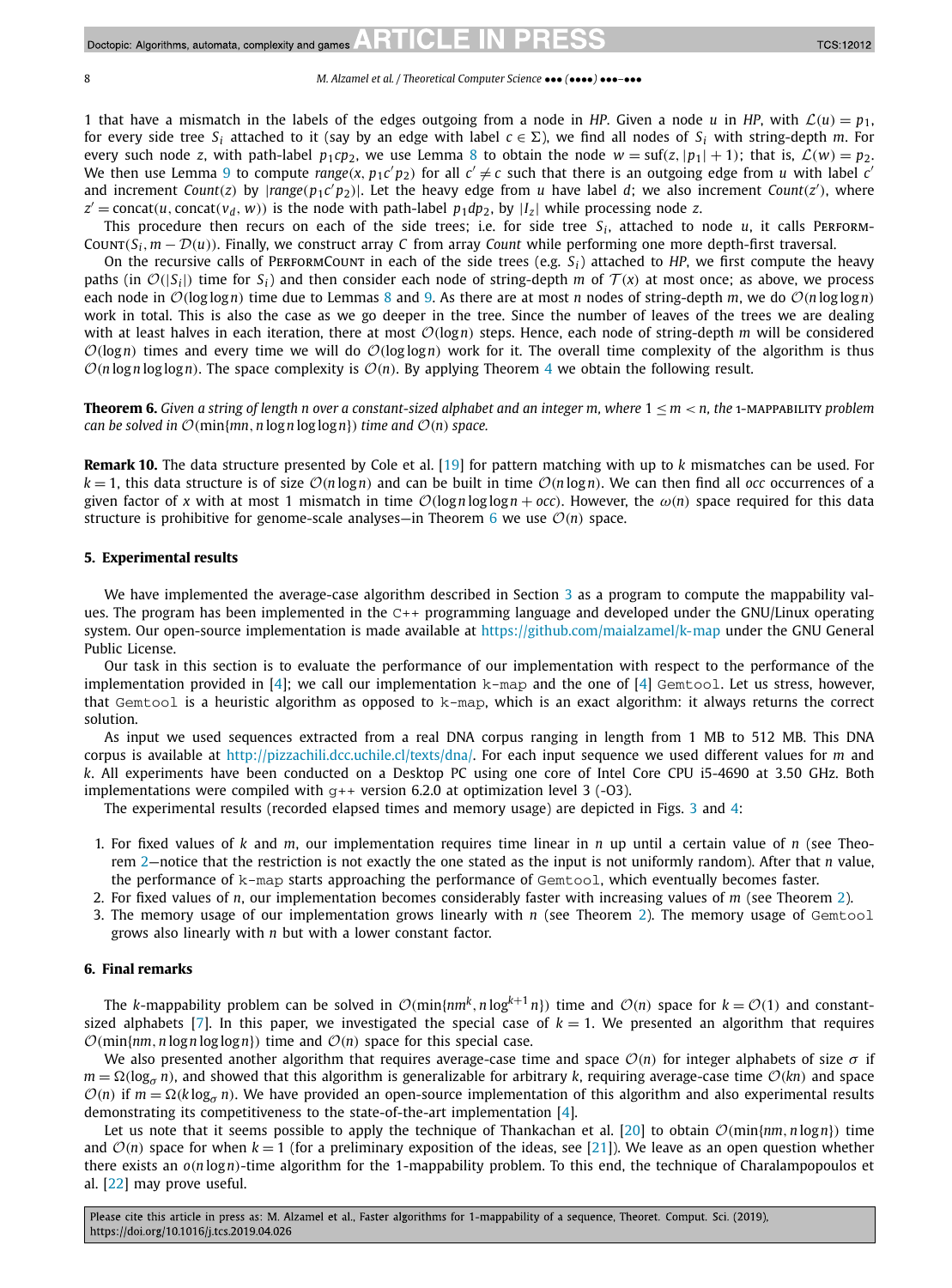1 that have a mismatch in the labels of the edges outgoing from a node in *HP*. Given a node $u$ in *HP*, with $\mathcal{L}(u) = p_1$, for every side tree $S_i$ attached to it (say by an edge with label $c \in \Sigma$), we find all nodes of $S_i$ with string-depth $m$. For every such node $z$, with path-label $p_1 c p_2$, we use Lemma 8 to obtain the node $w = \text{suf}(z, |p_1| + 1)$; that is, $\mathcal{L}(w) = p_2$. We then use Lemma 9 to compute $range(x, p_1 c' p_2)$ for all $c' \neq c$ such that there is an outgoing edge from $u$ with label $c'$ and increment $Count(z)$ by $|range(p_1 c' p_2)|$. Let the heavy edge from $u$ have label $d$; we also increment $Count(z')$, where $z' = \text{concat}(u, \text{concat}(v_d, w))$ is the node with path-label $p_1 d p_2$, by $|I_z|$ while processing node $z$.

This procedure then recurs on each of the side trees; i.e. for side tree $S_i$, attached to node $u$, it calls PerformCount($S_i, m - \mathcal{D}(u)$). Finally, we construct array $C$ from array *Count* while performing one more depth-first traversal.

On the recursive calls of PerformCount in each of the side trees (e.g. $S_i$) attached to *HP*, we first compute the heavy paths (in $\mathcal{O}(|S_i|)$ time for $S_i$) and then consider each node of string-depth $m$ of $\mathcal{T}(x)$ at most once; as above, we process each node in $\mathcal{O}(\log\log n)$ time due to Lemmas 8 and 9. As there are at most $n$ nodes of string-depth $m$, we do $\mathcal{O}(n \log\log n)$ work in total. This is also the case as we go deeper in the tree. Since the number of leaves of the trees we are dealing with at least halves in each iteration, there at most $\mathcal{O}(\log n)$ steps. Hence, each node of string-depth $m$ will be considered $\mathcal{O}(\log n)$ times and every time we will do $\mathcal{O}(\log\log n)$ work for it. The overall time complexity of the algorithm is thus $\mathcal{O}(n \log n \log\log n)$. The space complexity is $\mathcal{O}(n)$. By applying Theorem 4 we obtain the following result.

**Theorem 6.** *Given a string of length $n$ over a constant-sized alphabet and an integer $m$, where $1 \leq m < n$, the* 1-mappability *problem can be solved in $\mathcal{O}(\min\{mn, n \log n \log\log n\})$ time and $\mathcal{O}(n)$ space.*

**Remark 10.** The data structure presented by Cole et al. [19] for pattern matching with up to $k$ mismatches can be used. For $k = 1$, this data structure is of size $\mathcal{O}(n \log n)$ and can be built in time $\mathcal{O}(n \log n)$. We can then find all *occ* occurrences of a given factor of $x$ with at most 1 mismatch in time $\mathcal{O}(\log n \log\log n + occ)$. However, the $\omega(n)$ space required for this data structure is prohibitive for genome-scale analyses—in Theorem 6 we use $\mathcal{O}(n)$ space.

## 5. Experimental results

We have implemented the average-case algorithm described in Section 3 as a program to compute the mappability values. The program has been implemented in the C++ programming language and developed under the GNU/Linux operating system. Our open-source implementation is made available at https://github.com/maialzamel/k-map under the GNU General Public License.

Our task in this section is to evaluate the performance of our implementation with respect to the performance of the implementation provided in [4]; we call our implementation `k-map` and the one of [4] `Gemtool`. Let us stress, however, that `Gemtool` is a heuristic algorithm as opposed to `k-map`, which is an exact algorithm: it always returns the correct solution.

As input we used sequences extracted from a real DNA corpus ranging in length from 1 MB to 512 MB. This DNA corpus is available at http://pizzachili.dcc.uchile.cl/texts/dna/. For each input sequence we used different values for $m$ and $k$. All experiments have been conducted on a Desktop PC using one core of Intel Core CPU i5-4690 at 3.50 GHz. Both implementations were compiled with `g++` version 6.2.0 at optimization level 3 (-O3).

The experimental results (recorded elapsed times and memory usage) are depicted in Figs. 3 and 4:

1. For fixed values of $k$ and $m$, our implementation requires time linear in $n$ up until a certain value of $n$ (see Theorem 2—notice that the restriction is not exactly the one stated as the input is not uniformly random). After that $n$ value, the performance of `k-map` starts approaching the performance of `Gemtool`, which eventually becomes faster.
2. For fixed values of $n$, our implementation becomes considerably faster with increasing values of $m$ (see Theorem 2).
3. The memory usage of our implementation grows linearly with $n$ (see Theorem 2). The memory usage of `Gemtool` grows also linearly with $n$ but with a lower constant factor.

## 6. Final remarks

The $k$-mappability problem can be solved in $\mathcal{O}(\min\{nm^k, n \log^{k+1} n\})$ time and $\mathcal{O}(n)$ space for $k = \mathcal{O}(1)$ and constant-sized alphabets [7]. In this paper, we investigated the special case of $k = 1$. We presented an algorithm that requires $\mathcal{O}(\min\{nm, n \log n \log\log n\})$ time and $\mathcal{O}(n)$ space for this special case.

We also presented another algorithm that requires average-case time and space $\mathcal{O}(n)$ for integer alphabets of size $\sigma$ if $m = \Omega(\log_\sigma n)$, and showed that this algorithm is generalizable for arbitrary $k$, requiring average-case time $\mathcal{O}(kn)$ and space $\mathcal{O}(n)$ if $m = \Omega(k \log_\sigma n)$. We have provided an open-source implementation of this algorithm and also experimental results demonstrating its competitiveness to the state-of-the-art implementation [4].

Let us note that it seems possible to apply the technique of Thankachan et al. [20] to obtain $\mathcal{O}(\min\{nm, n \log n\})$ time and $\mathcal{O}(n)$ space for when $k = 1$ (for a preliminary exposition of the ideas, see [21]). We leave as an open question whether there exists an $o(n \log n)$-time algorithm for the 1-mappability problem. To this end, the technique of Charalampopoulos et al. [22] may prove useful.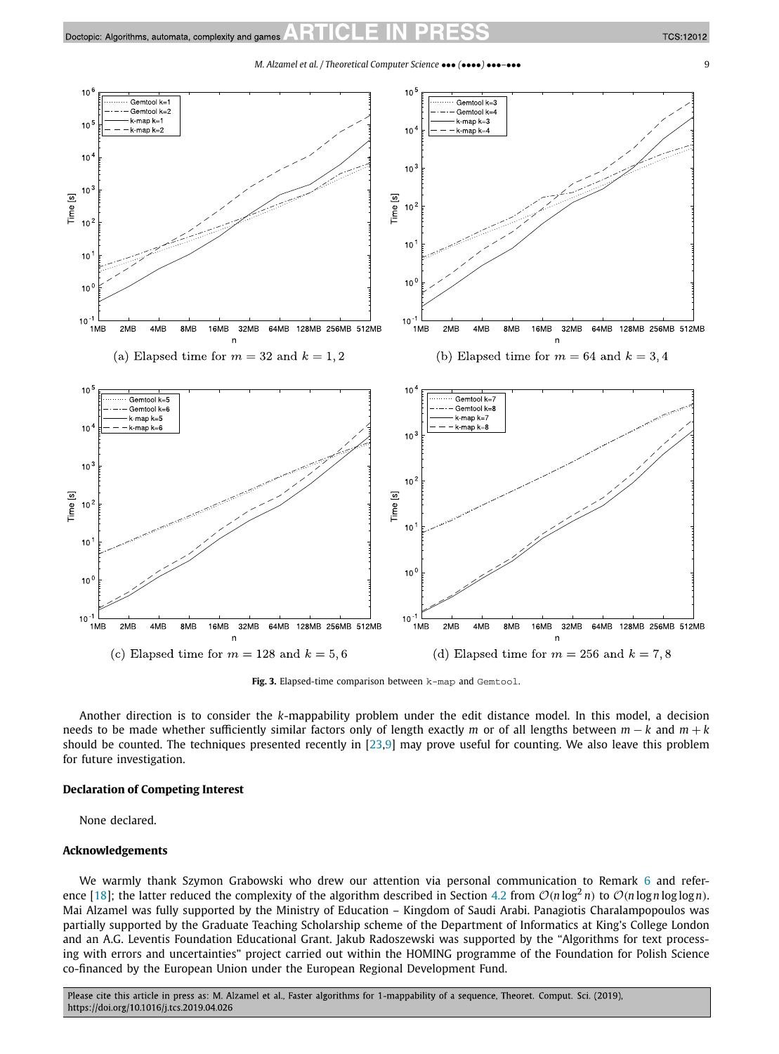(a) Elapsed time for $m = 32$ and $k = 1, 2$

(b) Elapsed time for $m = 64$ and $k = 3, 4$

(c) Elapsed time for $m = 128$ and $k = 5, 6$

(d) Elapsed time for $m = 256$ and $k = 7, 8$

**Fig. 3.** Elapsed-time comparison between `k-map` and `Gemtool`.

Another direction is to consider the $k$-mappability problem under the edit distance model. In this model, a decision needs to be made whether sufficiently similar factors only of length exactly $m$ or of all lengths between $m - k$ and $m + k$ should be counted. The techniques presented recently in [23,9] may prove useful for counting. We also leave this problem for future investigation.

### Declaration of Competing Interest

None declared.

### Acknowledgements

We warmly thank Szymon Grabowski who drew our attention via personal communication to Remark 6 and reference [18]; the latter reduced the complexity of the algorithm described in Section 4.2 from $\mathcal{O}(n \log^2 n)$ to $\mathcal{O}(n \log n \log \log n)$. Mai Alzamel was fully supported by the Ministry of Education – Kingdom of Saudi Arabi. Panagiotis Charalampopoulos was partially supported by the Graduate Teaching Scholarship scheme of the Department of Informatics at King's College London and an A.G. Leventis Foundation Educational Grant. Jakub Radoszewski was supported by the "Algorithms for text processing with errors and uncertainties" project carried out within the HOMING programme of the Foundation for Polish Science co-financed by the European Union under the European Regional Development Fund.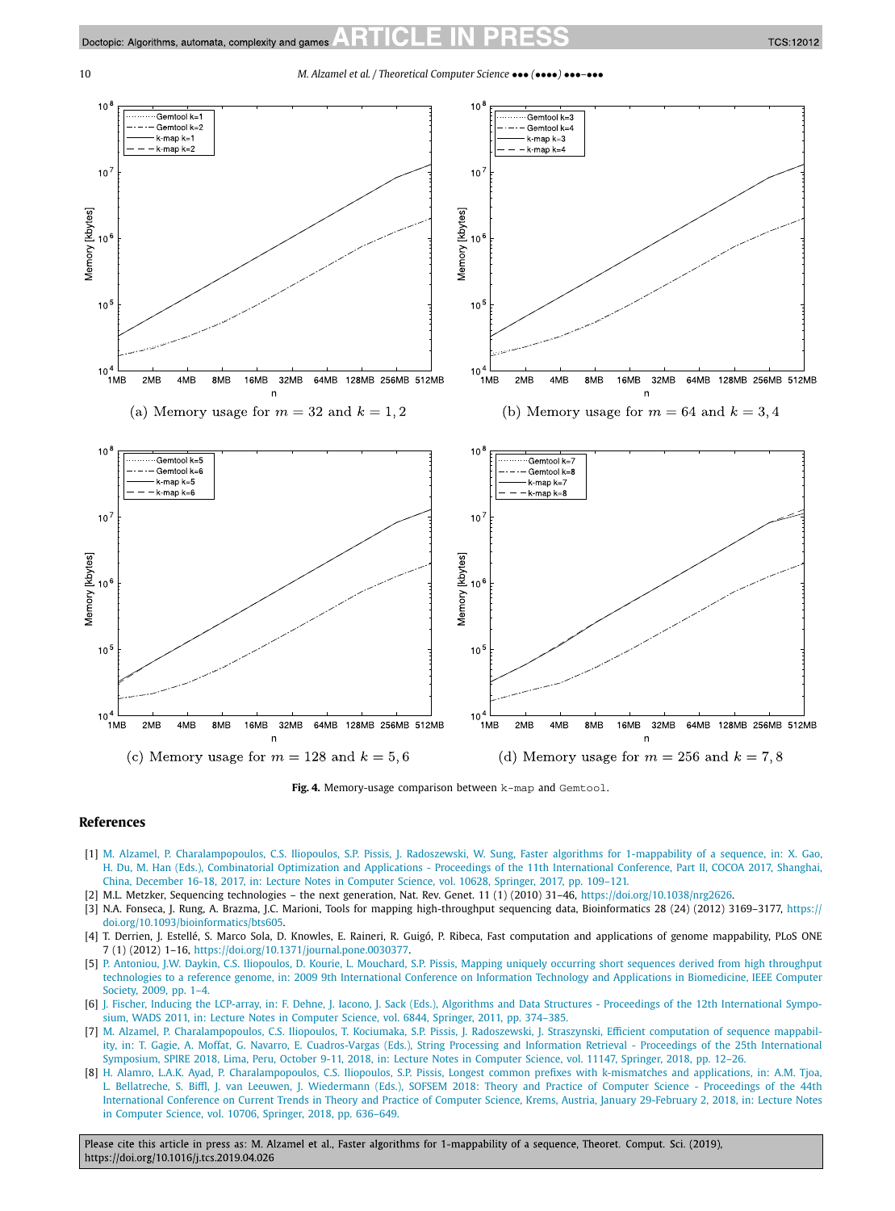(a) Memory usage for $m = 32$ and $k = 1, 2$

(b) Memory usage for $m = 64$ and $k = 3, 4$

(c) Memory usage for $m = 128$ and $k = 5, 6$

(d) Memory usage for $m = 256$ and $k = 7, 8$

**Fig. 4.** Memory-usage comparison between `k-map` and `Gemtool`.

## References

[1] M. Alzamel, P. Charalampopoulos, C.S. Iliopoulos, S.P. Pissis, J. Radoszewski, W. Sung, Faster algorithms for 1-mappability of a sequence, in: X. Gao, H. Du, M. Han (Eds.), Combinatorial Optimization and Applications - Proceedings of the 11th International Conference, Part II, COCOA 2017, Shanghai, China, December 16-18, 2017, in: Lecture Notes in Computer Science, vol. 10628, Springer, 2017, pp. 109–121.

[2] M.L. Metzker, Sequencing technologies – the next generation, Nat. Rev. Genet. 11 (1) (2010) 31–46, https://doi.org/10.1038/nrg2626.

[3] N.A. Fonseca, J. Rung, A. Brazma, J.C. Marioni, Tools for mapping high-throughput sequencing data, Bioinformatics 28 (24) (2012) 3169–3177, https://doi.org/10.1093/bioinformatics/bts605.

[4] T. Derrien, J. Estellé, S. Marco Sola, D. Knowles, E. Raineri, R. Guigó, P. Ribeca, Fast computation and applications of genome mappability, PLoS ONE 7 (1) (2012) 1–16, https://doi.org/10.1371/journal.pone.0030377.

[5] P. Antoniou, J.W. Daykin, C.S. Iliopoulos, D. Kourie, L. Mouchard, S.P. Pissis, Mapping uniquely occurring short sequences derived from high throughput technologies to a reference genome, in: 2009 9th International Conference on Information Technology and Applications in Biomedicine, IEEE Computer Society, 2009, pp. 1–4.

[6] J. Fischer, Inducing the LCP-array, in: F. Dehne, J. Iacono, J. Sack (Eds.), Algorithms and Data Structures - Proceedings of the 12th International Symposium, WADS 2011, in: Lecture Notes in Computer Science, vol. 6844, Springer, 2011, pp. 374–385.

[7] M. Alzamel, P. Charalampopoulos, C.S. Iliopoulos, T. Kociumaka, S.P. Pissis, J. Radoszewski, J. Straszynski, Efficient computation of sequence mappability, in: T. Gagie, A. Moffat, G. Navarro, E. Cuadros-Vargas (Eds.), String Processing and Information Retrieval - Proceedings of the 25th International Symposium, SPIRE 2018, Lima, Peru, October 9-11, 2018, in: Lecture Notes in Computer Science, vol. 11147, Springer, 2018, pp. 12–26.

[8] H. Alamro, L.A.K. Ayad, P. Charalampopoulos, C.S. Iliopoulos, S.P. Pissis, Longest common prefixes with k-mismatches and applications, in: A.M. Tjoa, L. Bellatreche, S. Biffl, J. van Leeuwen, J. Wiedermann (Eds.), SOFSEM 2018: Theory and Practice of Computer Science - Proceedings of the 44th International Conference on Current Trends in Theory and Practice of Computer Science, Krems, Austria, January 29-February 2, 2018, in: Lecture Notes in Computer Science, vol. 10706, Springer, 2018, pp. 636–649.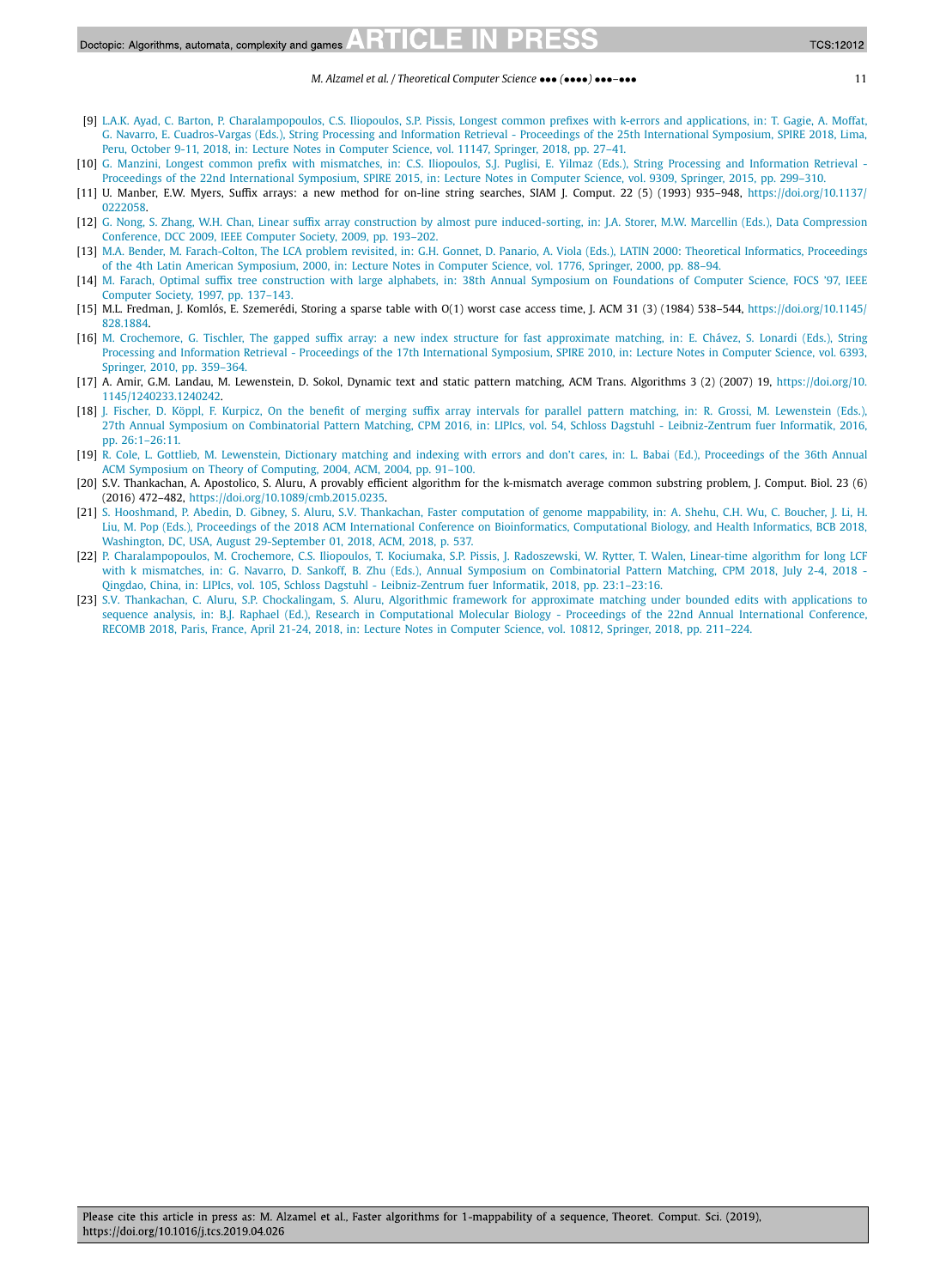[9] L.A.K. Ayad, C. Barton, P. Charalampopoulos, C.S. Iliopoulos, S.P. Pissis, Longest common prefixes with k-errors and applications, in: T. Gagie, A. Moffat, G. Navarro, E. Cuadros-Vargas (Eds.), String Processing and Information Retrieval - Proceedings of the 25th International Symposium, SPIRE 2018, Lima, Peru, October 9-11, 2018, in: Lecture Notes in Computer Science, vol. 11147, Springer, 2018, pp. 27–41.

[10] G. Manzini, Longest common prefix with mismatches, in: C.S. Iliopoulos, S.J. Puglisi, E. Yilmaz (Eds.), String Processing and Information Retrieval - Proceedings of the 22nd International Symposium, SPIRE 2015, in: Lecture Notes in Computer Science, vol. 9309, Springer, 2015, pp. 299–310.

[11] U. Manber, E.W. Myers, Suffix arrays: a new method for on-line string searches, SIAM J. Comput. 22 (5) (1993) 935–948, https://doi.org/10.1137/0222058.

[12] G. Nong, S. Zhang, W.H. Chan, Linear suffix array construction by almost pure induced-sorting, in: J.A. Storer, M.W. Marcellin (Eds.), Data Compression Conference, DCC 2009, IEEE Computer Society, 2009, pp. 193–202.

[13] M.A. Bender, M. Farach-Colton, The LCA problem revisited, in: G.H. Gonnet, D. Panario, A. Viola (Eds.), LATIN 2000: Theoretical Informatics, Proceedings of the 4th Latin American Symposium, 2000, in: Lecture Notes in Computer Science, vol. 1776, Springer, 2000, pp. 88–94.

[14] M. Farach, Optimal suffix tree construction with large alphabets, in: 38th Annual Symposium on Foundations of Computer Science, FOCS '97, IEEE Computer Society, 1997, pp. 137–143.

[15] M.L. Fredman, J. Komlós, E. Szemerédi, Storing a sparse table with O(1) worst case access time, J. ACM 31 (3) (1984) 538–544, https://doi.org/10.1145/828.1884.

[16] M. Crochemore, G. Tischler, The gapped suffix array: a new index structure for fast approximate matching, in: E. Chávez, S. Lonardi (Eds.), String Processing and Information Retrieval - Proceedings of the 17th International Symposium, SPIRE 2010, in: Lecture Notes in Computer Science, vol. 6393, Springer, 2010, pp. 359–364.

[17] A. Amir, G.M. Landau, M. Lewenstein, D. Sokol, Dynamic text and static pattern matching, ACM Trans. Algorithms 3 (2) (2007) 19, https://doi.org/10.1145/1240233.1240242.

[18] J. Fischer, D. Köppl, F. Kurpicz, On the benefit of merging suffix array intervals for parallel pattern matching, in: R. Grossi, M. Lewenstein (Eds.), 27th Annual Symposium on Combinatorial Pattern Matching, CPM 2016, in: LIPIcs, vol. 54, Schloss Dagstuhl - Leibniz-Zentrum fuer Informatik, 2016, pp. 26:1–26:11.

[19] R. Cole, L. Gottlieb, M. Lewenstein, Dictionary matching and indexing with errors and don't cares, in: L. Babai (Ed.), Proceedings of the 36th Annual ACM Symposium on Theory of Computing, 2004, ACM, 2004, pp. 91–100.

[20] S.V. Thankachan, A. Apostolico, S. Aluru, A provably efficient algorithm for the k-mismatch average common substring problem, J. Comput. Biol. 23 (6) (2016) 472–482, https://doi.org/10.1089/cmb.2015.0235.

[21] S. Hooshmand, P. Abedin, D. Gibney, S. Aluru, S.V. Thankachan, Faster computation of genome mappability, in: A. Shehu, C.H. Wu, C. Boucher, J. Li, H. Liu, M. Pop (Eds.), Proceedings of the 2018 ACM International Conference on Bioinformatics, Computational Biology, and Health Informatics, BCB 2018, Washington, DC, USA, August 29-September 01, 2018, ACM, 2018, p. 537.

[22] P. Charalampopoulos, M. Crochemore, C.S. Iliopoulos, T. Kociumaka, S.P. Pissis, J. Radoszewski, W. Rytter, T. Walen, Linear-time algorithm for long LCF with k mismatches, in: G. Navarro, D. Sankoff, B. Zhu (Eds.), Annual Symposium on Combinatorial Pattern Matching, CPM 2018, July 2-4, 2018 - Qingdao, China, in: LIPIcs, vol. 105, Schloss Dagstuhl - Leibniz-Zentrum fuer Informatik, 2018, pp. 23:1–23:16.

[23] S.V. Thankachan, C. Aluru, S.P. Chockalingam, S. Aluru, Algorithmic framework for approximate matching under bounded edits with applications to sequence analysis, in: B.J. Raphael (Ed.), Research in Computational Molecular Biology - Proceedings of the 22nd Annual International Conference, RECOMB 2018, Paris, France, April 21-24, 2018, in: Lecture Notes in Computer Science, vol. 10812, Springer, 2018, pp. 211–224.